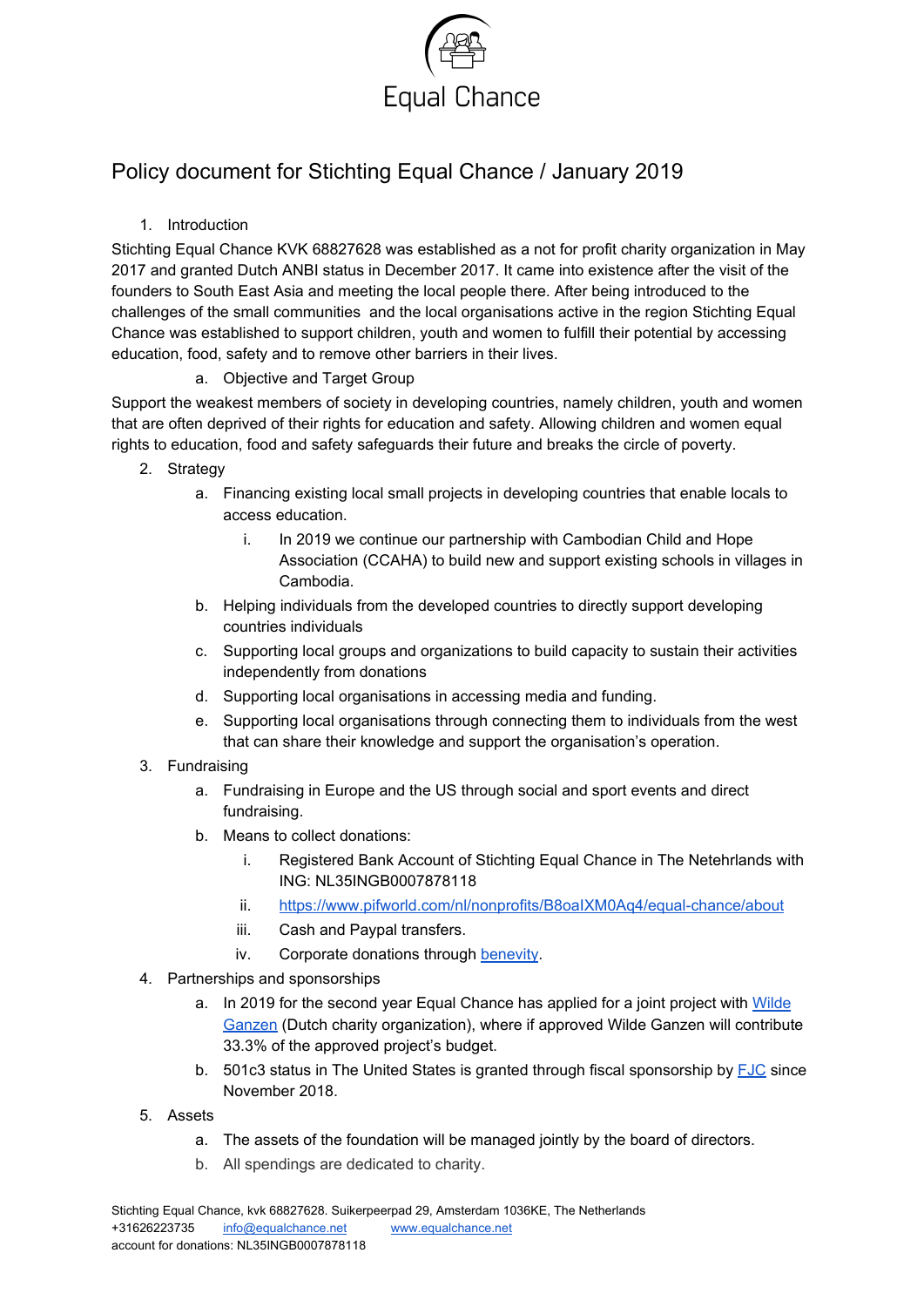Equal Chance

# Policy document for Stichting Equal Chance / January 2019

1. Introduction

Stichting Equal Chance KVK 68827628 was established as a not for profit charity organization in May 2017 and granted Dutch ANBI status in December 2017. It came into existence after the visit of the founders to South East Asia and meeting the local people there. After being introduced to the challenges of the small communities and the local organisations active in the region Stichting Equal Chance was established to support children, youth and women to fulfill their potential by accessing education, food, safety and to remove other barriers in their lives.

   a. Objective and Target Group

Support the weakest members of society in developing countries, namely children, youth and women that are often deprived of their rights for education and safety. Allowing children and women equal rights to education, food and safety safeguards their future and breaks the circle of poverty.

2. Strategy
   a. Financing existing local small projects in developing countries that enable locals to access education.
      i. In 2019 we continue our partnership with Cambodian Child and Hope Association (CCAHA) to build new and support existing schools in villages in Cambodia.
   b. Helping individuals from the developed countries to directly support developing countries individuals
   c. Supporting local groups and organizations to build capacity to sustain their activities independently from donations
   d. Supporting local organisations in accessing media and funding.
   e. Supporting local organisations through connecting them to individuals from the west that can share their knowledge and support the organisation's operation.
3. Fundraising
   a. Fundraising in Europe and the US through social and sport events and direct fundraising.
   b. Means to collect donations:
      i. Registered Bank Account of Stichting Equal Chance in The Netehrlands with ING: NL35INGB0007878118
      ii. https://www.pifworld.com/nl/nonprofits/B8oaIXM0Aq4/equal-chance/about
      iii. Cash and Paypal transfers.
      iv. Corporate donations through benevity.
4. Partnerships and sponsorships
   a. In 2019 for the second year Equal Chance has applied for a joint project with Wilde Ganzen (Dutch charity organization), where if approved Wilde Ganzen will contribute 33.3% of the approved project's budget.
   b. 501c3 status in The United States is granted through fiscal sponsorship by FJC since November 2018.
5. Assets
   a. The assets of the foundation will be managed jointly by the board of directors.
   b. All spendings are dedicated to charity.

Stichting Equal Chance, kvk 68827628. Suikerpeerpad 29, Amsterdam 1036KE, The Netherlands
+31626223735 info@equalchance.net www.equalchance.net
account for donations: NL35INGB0007878118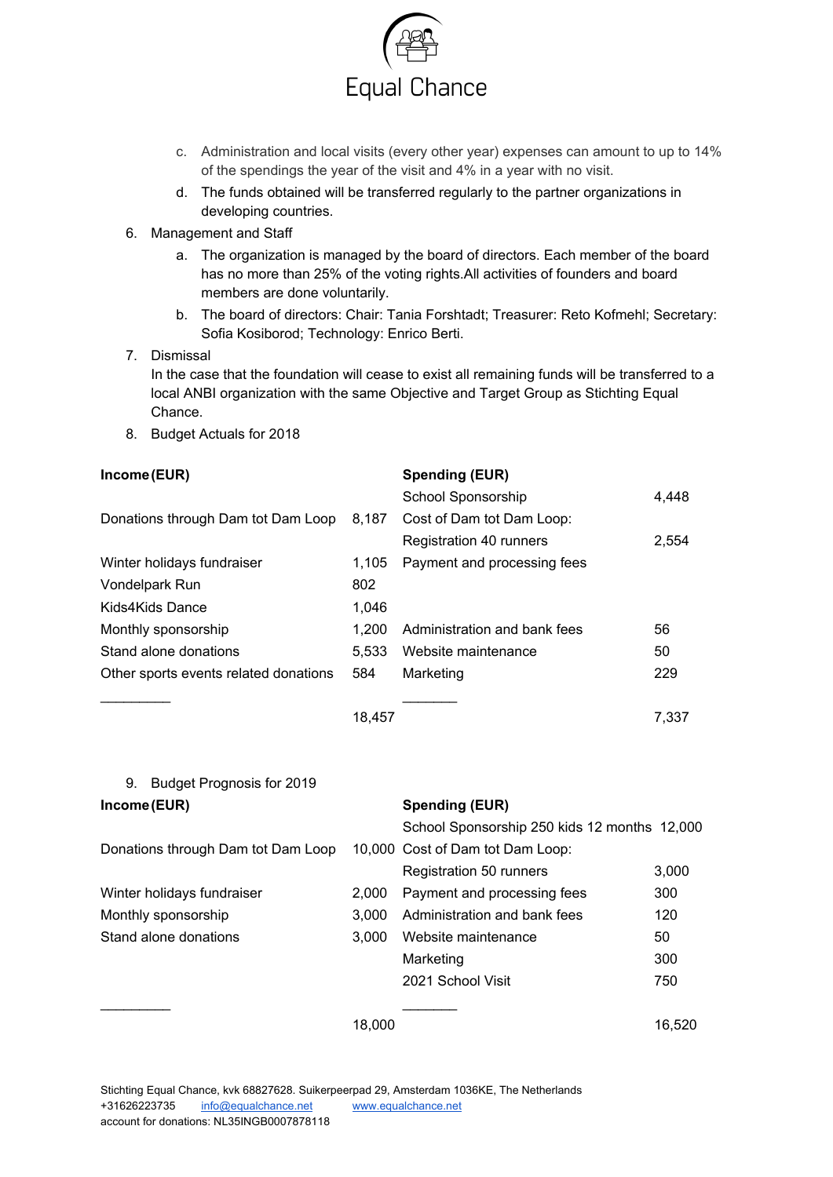# Equal Chance

c. Administration and local visits (every other year) expenses can amount to up to 14% of the spendings the year of the visit and 4% in a year with no visit.

d. The funds obtained will be transferred regularly to the partner organizations in developing countries.

6. Management and Staff
    a. The organization is managed by the board of directors. Each member of the board has no more than 25% of the voting rights.All activities of founders and board members are done voluntarily.
    b. The board of directors: Chair: Tania Forshtadt; Treasurer: Reto Kofmehl; Secretary: Sofia Kosiborod; Technology: Enrico Berti.
7. Dismissal
   In the case that the foundation will cease to exist all remaining funds will be transferred to a local ANBI organization with the same Objective and Target Group as Stichting Equal Chance.
8. Budget Actuals for 2018

| **Income (EUR)** | | **Spending (EUR)** | |
|---|---|---|---|
| | | School Sponsorship | 4,448 |
| Donations through Dam tot Dam Loop | 8,187 | Cost of Dam tot Dam Loop: | |
| | | Registration 40 runners | 2,554 |
| Winter holidays fundraiser | 1,105 | Payment and processing fees | |
| Vondelpark Run | 802 | | |
| Kids4Kids Dance | 1,046 | | |
| Monthly sponsorship | 1,200 | Administration and bank fees | 56 |
| Stand alone donations | 5,533 | Website maintenance | 50 |
| Other sports events related donations | 584 | Marketing | 229 |
| _________ | | _______ | |
| | 18,457 | | 7,337 |

9. Budget Prognosis for 2019

| **Income (EUR)** | | **Spending (EUR)** | |
|---|---|---|---|
| | | School Sponsorship 250 kids 12 months | 12,000 |
| Donations through Dam tot Dam Loop | 10,000 | Cost of Dam tot Dam Loop: | |
| | | Registration 50 runners | 3,000 |
| Winter holidays fundraiser | 2,000 | Payment and processing fees | 300 |
| Monthly sponsorship | 3,000 | Administration and bank fees | 120 |
| Stand alone donations | 3,000 | Website maintenance | 50 |
| | | Marketing | 300 |
| | | 2021 School Visit | 750 |
| _________ | | _______ | |
| | 18,000 | | 16,520 |

Stichting Equal Chance, kvk 68827628. Suikerpeerpad 29, Amsterdam 1036KE, The Netherlands
+31626223735 info@equalchance.net www.equalchance.net
account for donations: NL35INGB0007878118